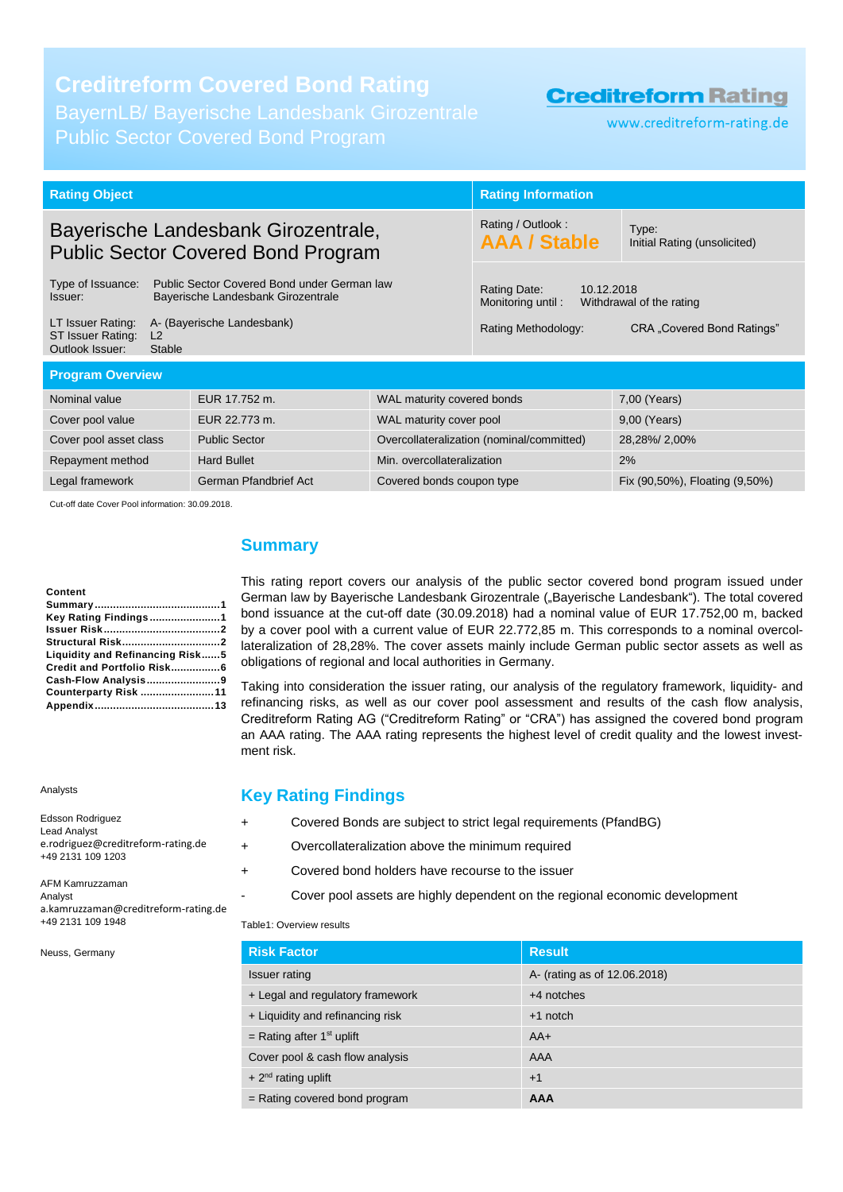# Creditreform Covered Bond Rating

BayernLB/ Bayerische Landesbank Girozentrale
Public Sector Covered Bond Program

Creditreform Rating
www.creditreform-rating.de

| Rating Object | | Rating Information | |
|---|---|---|---|
| **Bayerische Landesbank Girozentrale, Public Sector Covered Bond Program** | | Rating / Outlook: **AAA / Stable** | Type: Initial Rating (unsolicited) |
| Type of Issuance: | Public Sector Covered Bond under German law | Rating Date: 10.12.2018 | |
| Issuer: | Bayerische Landesbank Girozentrale | Monitoring until: Withdrawal of the rating | |
| LT Issuer Rating: | A- (Bayerische Landesbank) | Rating Methodology: CRA „Covered Bond Ratings" | |
| ST Issuer Rating: | L2 | | |
| Outlook Issuer: | Stable | | |

**Program Overview**

| | | | |
|---|---|---|---|
| Nominal value | EUR 17.752 m. | WAL maturity covered bonds | 7,00 (Years) |
| Cover pool value | EUR 22.773 m. | WAL maturity cover pool | 9,00 (Years) |
| Cover pool asset class | Public Sector | Overcollateralization (nominal/committed) | 28,28%/ 2,00% |
| Repayment method | Hard Bullet | Min. overcollateralization | 2% |
| Legal framework | German Pfandbrief Act | Covered bonds coupon type | Fix (90,50%), Floating (9,50%) |

Cut-off date Cover Pool information: 30.09.2018.

**Content**
- Summary.....1
- Key Rating Findings.....1
- Issuer Risk.....2
- Structural Risk.....2
- Liquidity and Refinancing Risk.....5
- Credit and Portfolio Risk.....6
- Cash-Flow Analysis.....9
- Counterparty Risk.....11
- Appendix.....13

Analysts

Edsson Rodriguez
Lead Analyst
e.rodriguez@creditreform-rating.de
+49 2131 109 1203

AFM Kamruzzaman
Analyst
a.kamruzzaman@creditreform-rating.de
+49 2131 109 1948

Neuss, Germany

## Summary

This rating report covers our analysis of the public sector covered bond program issued under German law by Bayerische Landesbank Girozentrale („Bayerische Landesbank"). The total covered bond issuance at the cut-off date (30.09.2018) had a nominal value of EUR 17.752,00 m, backed by a cover pool with a current value of EUR 22.772,85 m. This corresponds to a nominal overcollateralization of 28,28%. The cover assets mainly include German public sector assets as well as obligations of regional and local authorities in Germany.

Taking into consideration the issuer rating, our analysis of the regulatory framework, liquidity- and refinancing risks, as well as our cover pool assessment and results of the cash flow analysis, Creditreform Rating AG ("Creditreform Rating" or "CRA") has assigned the covered bond program an AAA rating. The AAA rating represents the highest level of credit quality and the lowest investment risk.

## Key Rating Findings

- \+ Covered Bonds are subject to strict legal requirements (PfandBG)
- \+ Overcollateralization above the minimum required
- \+ Covered bond holders have recourse to the issuer
- \- Cover pool assets are highly dependent on the regional economic development

Table1: Overview results

| Risk Factor | Result |
|---|---|
| Issuer rating | A- (rating as of 12.06.2018) |
| + Legal and regulatory framework | +4 notches |
| + Liquidity and refinancing risk | +1 notch |
| = Rating after 1st uplift | AA+ |
| Cover pool & cash flow analysis | AAA |
| + 2nd rating uplift | +1 |
| = Rating covered bond program | **AAA** |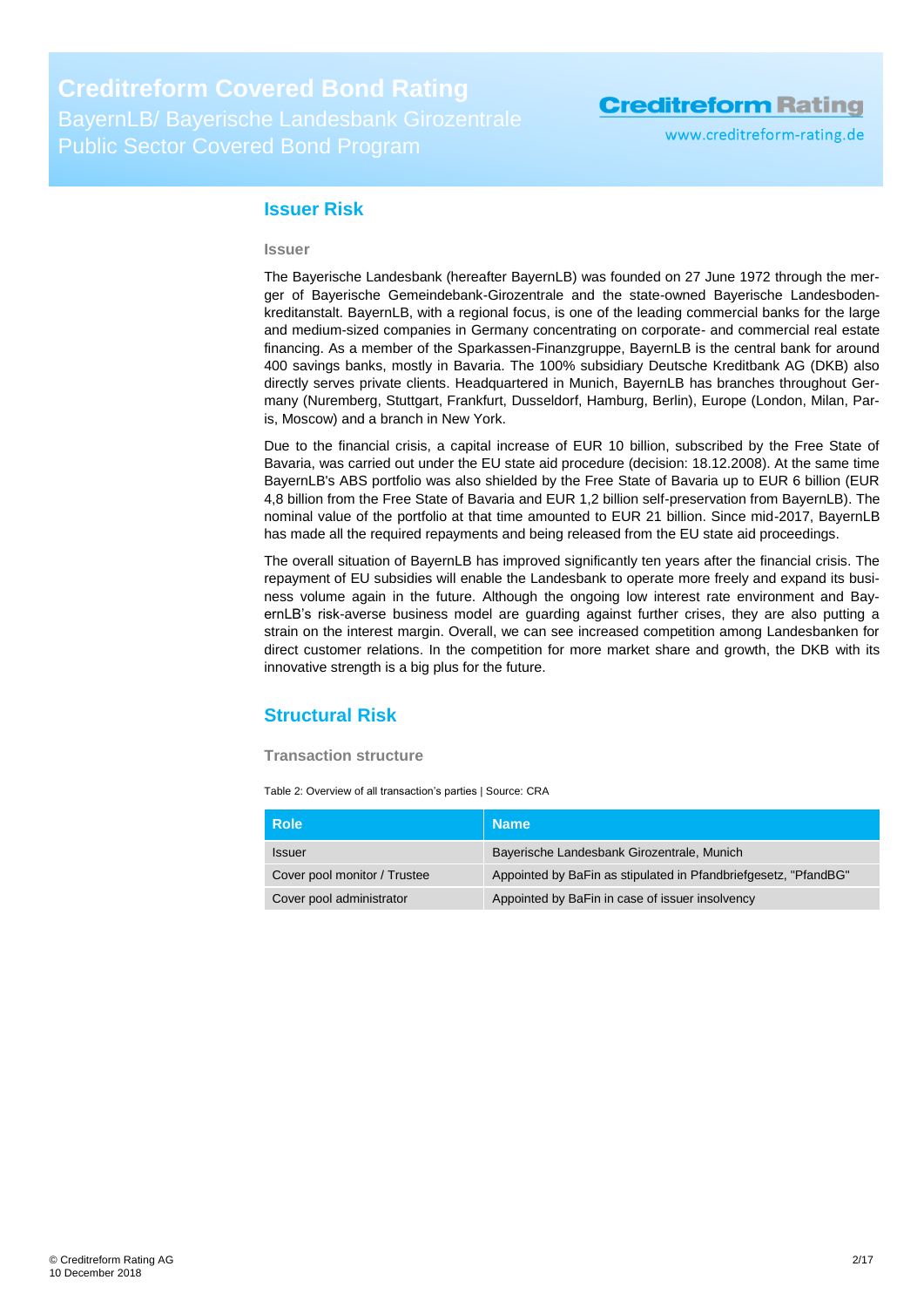## Issuer Risk

### Issuer

The Bayerische Landesbank (hereafter BayernLB) was founded on 27 June 1972 through the merger of Bayerische Gemeindebank-Girozentrale and the state-owned Bayerische Landesbodenkreditanstalt. BayernLB, with a regional focus, is one of the leading commercial banks for the large and medium-sized companies in Germany concentrating on corporate- and commercial real estate financing. As a member of the Sparkassen-Finanzgruppe, BayernLB is the central bank for around 400 savings banks, mostly in Bavaria. The 100% subsidiary Deutsche Kreditbank AG (DKB) also directly serves private clients. Headquartered in Munich, BayernLB has branches throughout Germany (Nuremberg, Stuttgart, Frankfurt, Dusseldorf, Hamburg, Berlin), Europe (London, Milan, Paris, Moscow) and a branch in New York.

Due to the financial crisis, a capital increase of EUR 10 billion, subscribed by the Free State of Bavaria, was carried out under the EU state aid procedure (decision: 18.12.2008). At the same time BayernLB's ABS portfolio was also shielded by the Free State of Bavaria up to EUR 6 billion (EUR 4,8 billion from the Free State of Bavaria and EUR 1,2 billion self-preservation from BayernLB). The nominal value of the portfolio at that time amounted to EUR 21 billion. Since mid-2017, BayernLB has made all the required repayments and being released from the EU state aid proceedings.

The overall situation of BayernLB has improved significantly ten years after the financial crisis. The repayment of EU subsidies will enable the Landesbank to operate more freely and expand its business volume again in the future. Although the ongoing low interest rate environment and BayernLB's risk-averse business model are guarding against further crises, they are also putting a strain on the interest margin. Overall, we can see increased competition among Landesbanken for direct customer relations. In the competition for more market share and growth, the DKB with its innovative strength is a big plus for the future.

## Structural Risk

### Transaction structure

Table 2: Overview of all transaction's parties | Source: CRA

| Role | Name |
|---|---|
| Issuer | Bayerische Landesbank Girozentrale, Munich |
| Cover pool monitor / Trustee | Appointed by BaFin as stipulated in Pfandbriefgesetz, "PfandBG" |
| Cover pool administrator | Appointed by BaFin in case of issuer insolvency |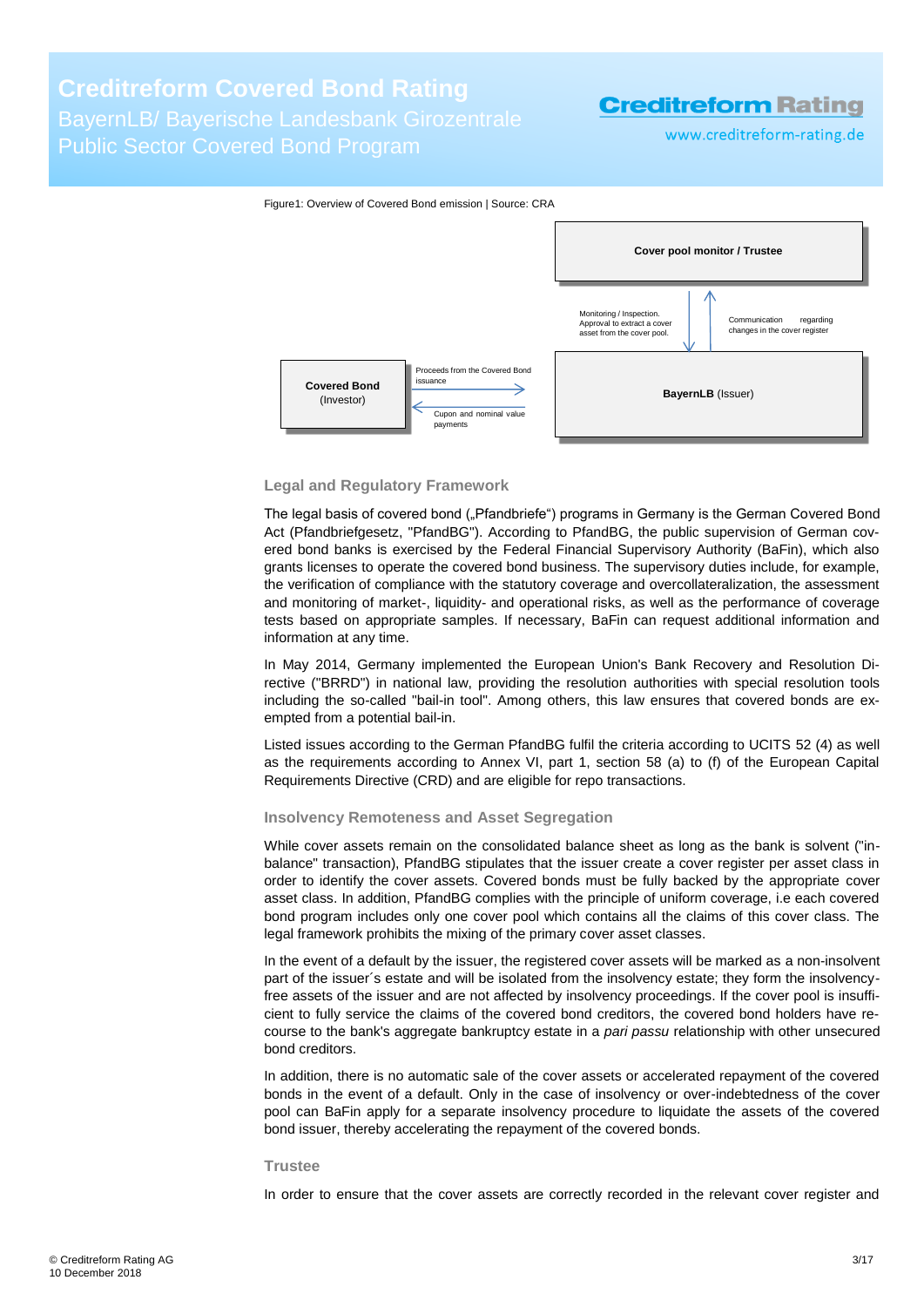Figure1: Overview of Covered Bond emission | Source: CRA

**Cover pool monitor / Trustee**

Monitoring / Inspection. Approval to extract a cover asset from the cover pool.

Communication regarding changes in the cover register

**Covered Bond** (Investor)

Proceeds from the Covered Bond issuance

Cupon and nominal value payments

**BayernLB** (Issuer)

### Legal and Regulatory Framework

The legal basis of covered bond („Pfandbriefe") programs in Germany is the German Covered Bond Act (Pfandbriefgesetz, "PfandBG"). According to PfandBG, the public supervision of German covered bond banks is exercised by the Federal Financial Supervisory Authority (BaFin), which also grants licenses to operate the covered bond business. The supervisory duties include, for example, the verification of compliance with the statutory coverage and overcollateralization, the assessment and monitoring of market-, liquidity- and operational risks, as well as the performance of coverage tests based on appropriate samples. If necessary, BaFin can request additional information and information at any time.

In May 2014, Germany implemented the European Union's Bank Recovery and Resolution Directive ("BRRD") in national law, providing the resolution authorities with special resolution tools including the so-called "bail-in tool". Among others, this law ensures that covered bonds are exempted from a potential bail-in.

Listed issues according to the German PfandBG fulfil the criteria according to UCITS 52 (4) as well as the requirements according to Annex VI, part 1, section 58 (a) to (f) of the European Capital Requirements Directive (CRD) and are eligible for repo transactions.

### Insolvency Remoteness and Asset Segregation

While cover assets remain on the consolidated balance sheet as long as the bank is solvent ("in-balance" transaction), PfandBG stipulates that the issuer create a cover register per asset class in order to identify the cover assets. Covered bonds must be fully backed by the appropriate cover asset class. In addition, PfandBG complies with the principle of uniform coverage, i.e each covered bond program includes only one cover pool which contains all the claims of this cover class. The legal framework prohibits the mixing of the primary cover asset classes.

In the event of a default by the issuer, the registered cover assets will be marked as a non-insolvent part of the issuer´s estate and will be isolated from the insolvency estate; they form the insolvency-free assets of the issuer and are not affected by insolvency proceedings. If the cover pool is insufficient to fully service the claims of the covered bond creditors, the covered bond holders have recourse to the bank's aggregate bankruptcy estate in a *pari passu* relationship with other unsecured bond creditors.

In addition, there is no automatic sale of the cover assets or accelerated repayment of the covered bonds in the event of a default. Only in the case of insolvency or over-indebtedness of the cover pool can BaFin apply for a separate insolvency procedure to liquidate the assets of the covered bond issuer, thereby accelerating the repayment of the covered bonds.

### Trustee

In order to ensure that the cover assets are correctly recorded in the relevant cover register and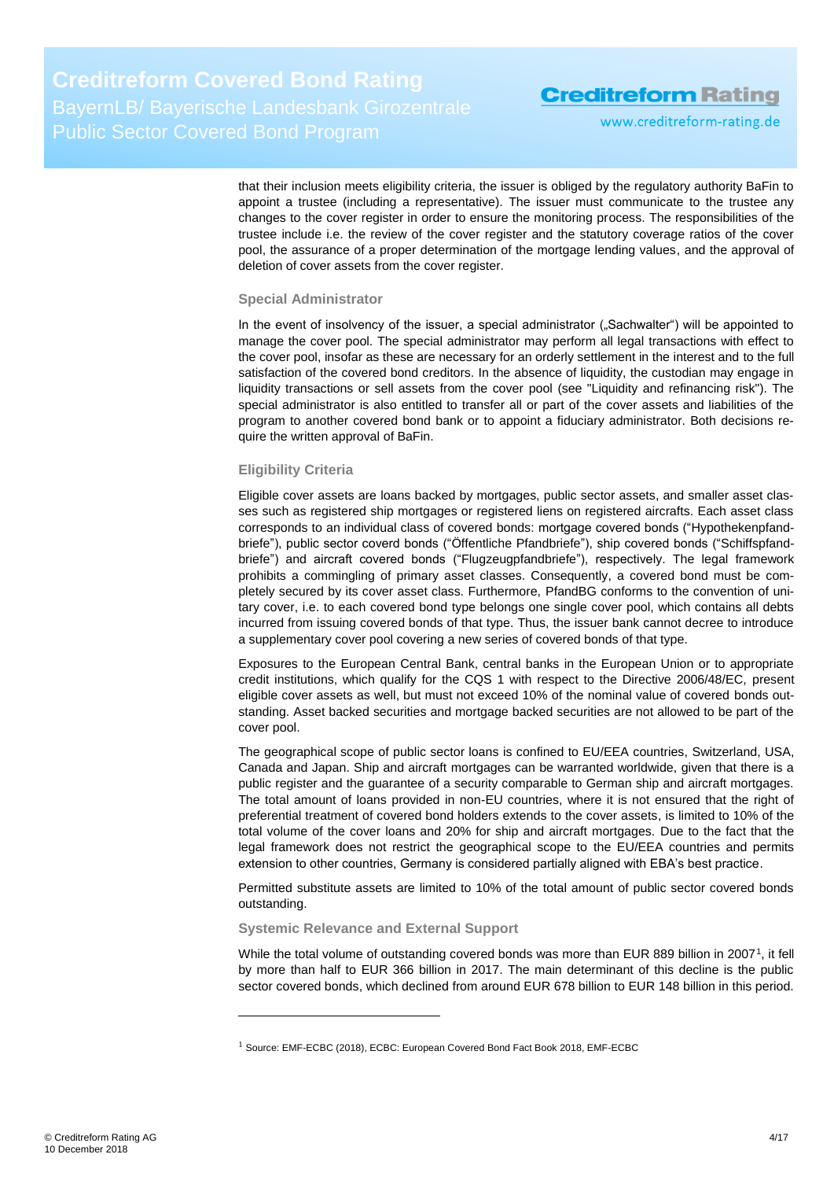that their inclusion meets eligibility criteria, the issuer is obliged by the regulatory authority BaFin to appoint a trustee (including a representative). The issuer must communicate to the trustee any changes to the cover register in order to ensure the monitoring process. The responsibilities of the trustee include i.e. the review of the cover register and the statutory coverage ratios of the cover pool, the assurance of a proper determination of the mortgage lending values, and the approval of deletion of cover assets from the cover register.

### Special Administrator

In the event of insolvency of the issuer, a special administrator („Sachwalter“) will be appointed to manage the cover pool. The special administrator may perform all legal transactions with effect to the cover pool, insofar as these are necessary for an orderly settlement in the interest and to the full satisfaction of the covered bond creditors. In the absence of liquidity, the custodian may engage in liquidity transactions or sell assets from the cover pool (see "Liquidity and refinancing risk"). The special administrator is also entitled to transfer all or part of the cover assets and liabilities of the program to another covered bond bank or to appoint a fiduciary administrator. Both decisions require the written approval of BaFin.

### Eligibility Criteria

Eligible cover assets are loans backed by mortgages, public sector assets, and smaller asset classes such as registered ship mortgages or registered liens on registered aircrafts. Each asset class corresponds to an individual class of covered bonds: mortgage covered bonds (“Hypothekenpfandbriefe”), public sector coverd bonds (“Öffentliche Pfandbriefe”), ship covered bonds (“Schiffspfandbriefe”) and aircraft covered bonds (“Flugzeugpfandbriefe”), respectively. The legal framework prohibits a commingling of primary asset classes. Consequently, a covered bond must be completely secured by its cover asset class. Furthermore, PfandBG conforms to the convention of unitary cover, i.e. to each covered bond type belongs one single cover pool, which contains all debts incurred from issuing covered bonds of that type. Thus, the issuer bank cannot decree to introduce a supplementary cover pool covering a new series of covered bonds of that type.

Exposures to the European Central Bank, central banks in the European Union or to appropriate credit institutions, which qualify for the CQS 1 with respect to the Directive 2006/48/EC, present eligible cover assets as well, but must not exceed 10% of the nominal value of covered bonds outstanding. Asset backed securities and mortgage backed securities are not allowed to be part of the cover pool.

The geographical scope of public sector loans is confined to EU/EEA countries, Switzerland, USA, Canada and Japan. Ship and aircraft mortgages can be warranted worldwide, given that there is a public register and the guarantee of a security comparable to German ship and aircraft mortgages. The total amount of loans provided in non-EU countries, where it is not ensured that the right of preferential treatment of covered bond holders extends to the cover assets, is limited to 10% of the total volume of the cover loans and 20% for ship and aircraft mortgages. Due to the fact that the legal framework does not restrict the geographical scope to the EU/EEA countries and permits extension to other countries, Germany is considered partially aligned with EBA’s best practice.

Permitted substitute assets are limited to 10% of the total amount of public sector covered bonds outstanding.

### Systemic Relevance and External Support

While the total volume of outstanding covered bonds was more than EUR 889 billion in 2007[1], it fell by more than half to EUR 366 billion in 2017. The main determinant of this decline is the public sector covered bonds, which declined from around EUR 678 billion to EUR 148 billion in this period.

---

[1] Source: EMF-ECBC (2018), ECBC: European Covered Bond Fact Book 2018, EMF-ECBC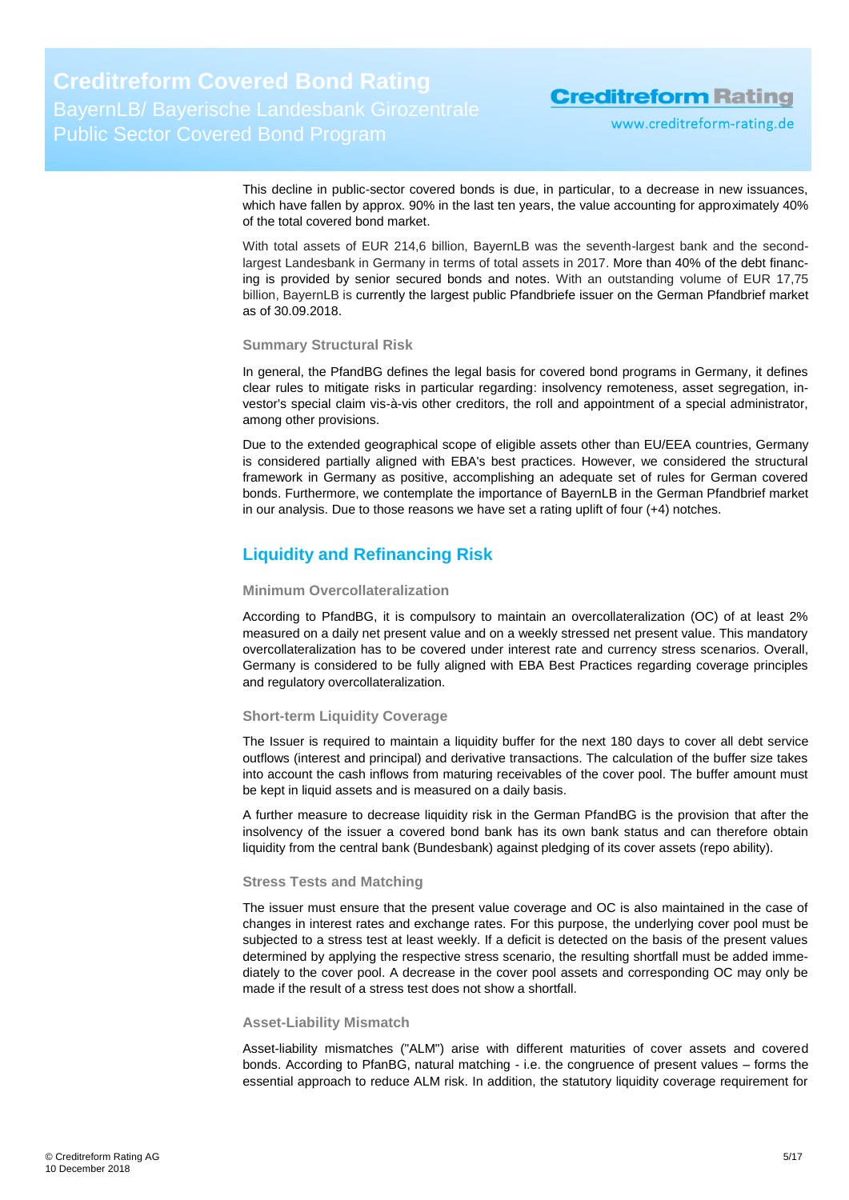This decline in public-sector covered bonds is due, in particular, to a decrease in new issuances, which have fallen by approx. 90% in the last ten years, the value accounting for approximately 40% of the total covered bond market.

With total assets of EUR 214,6 billion, BayernLB was the seventh-largest bank and the second-largest Landesbank in Germany in terms of total assets in 2017. More than 40% of the debt financing is provided by senior secured bonds and notes. With an outstanding volume of EUR 17,75 billion, BayernLB is currently the largest public Pfandbriefe issuer on the German Pfandbrief market as of 30.09.2018.

### Summary Structural Risk

In general, the PfandBG defines the legal basis for covered bond programs in Germany, it defines clear rules to mitigate risks in particular regarding: insolvency remoteness, asset segregation, investor's special claim vis-à-vis other creditors, the roll and appointment of a special administrator, among other provisions.

Due to the extended geographical scope of eligible assets other than EU/EEA countries, Germany is considered partially aligned with EBA's best practices. However, we considered the structural framework in Germany as positive, accomplishing an adequate set of rules for German covered bonds. Furthermore, we contemplate the importance of BayernLB in the German Pfandbrief market in our analysis. Due to those reasons we have set a rating uplift of four (+4) notches.

## Liquidity and Refinancing Risk

### Minimum Overcollateralization

According to PfandBG, it is compulsory to maintain an overcollateralization (OC) of at least 2% measured on a daily net present value and on a weekly stressed net present value. This mandatory overcollateralization has to be covered under interest rate and currency stress scenarios. Overall, Germany is considered to be fully aligned with EBA Best Practices regarding coverage principles and regulatory overcollateralization.

### Short-term Liquidity Coverage

The Issuer is required to maintain a liquidity buffer for the next 180 days to cover all debt service outflows (interest and principal) and derivative transactions. The calculation of the buffer size takes into account the cash inflows from maturing receivables of the cover pool. The buffer amount must be kept in liquid assets and is measured on a daily basis.

A further measure to decrease liquidity risk in the German PfandBG is the provision that after the insolvency of the issuer a covered bond bank has its own bank status and can therefore obtain liquidity from the central bank (Bundesbank) against pledging of its cover assets (repo ability).

### Stress Tests and Matching

The issuer must ensure that the present value coverage and OC is also maintained in the case of changes in interest rates and exchange rates. For this purpose, the underlying cover pool must be subjected to a stress test at least weekly. If a deficit is detected on the basis of the present values determined by applying the respective stress scenario, the resulting shortfall must be added immediately to the cover pool. A decrease in the cover pool assets and corresponding OC may only be made if the result of a stress test does not show a shortfall.

### Asset-Liability Mismatch

Asset-liability mismatches ("ALM") arise with different maturities of cover assets and covered bonds. According to PfanBG, natural matching - i.e. the congruence of present values – forms the essential approach to reduce ALM risk. In addition, the statutory liquidity coverage requirement for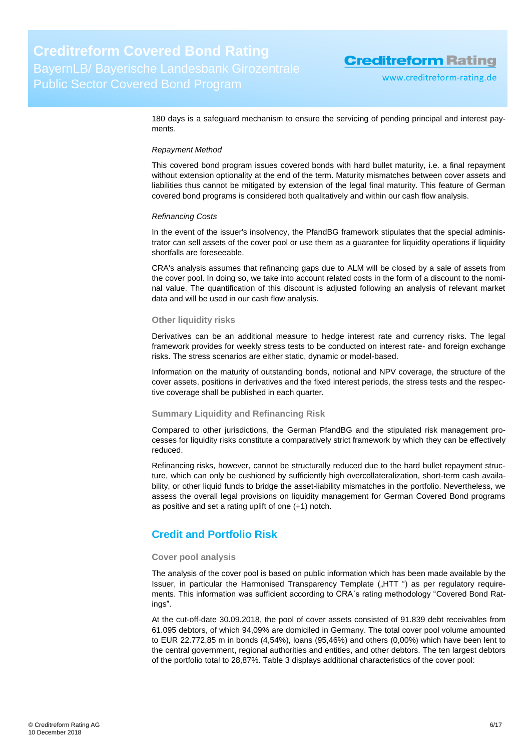180 days is a safeguard mechanism to ensure the servicing of pending principal and interest payments.

*Repayment Method*

This covered bond program issues covered bonds with hard bullet maturity, i.e. a final repayment without extension optionality at the end of the term. Maturity mismatches between cover assets and liabilities thus cannot be mitigated by extension of the legal final maturity. This feature of German covered bond programs is considered both qualitatively and within our cash flow analysis.

*Refinancing Costs*

In the event of the issuer's insolvency, the PfandBG framework stipulates that the special administrator can sell assets of the cover pool or use them as a guarantee for liquidity operations if liquidity shortfalls are foreseeable.

CRA's analysis assumes that refinancing gaps due to ALM will be closed by a sale of assets from the cover pool. In doing so, we take into account related costs in the form of a discount to the nominal value. The quantification of this discount is adjusted following an analysis of relevant market data and will be used in our cash flow analysis.

### Other liquidity risks

Derivatives can be an additional measure to hedge interest rate and currency risks. The legal framework provides for weekly stress tests to be conducted on interest rate- and foreign exchange risks. The stress scenarios are either static, dynamic or model-based.

Information on the maturity of outstanding bonds, notional and NPV coverage, the structure of the cover assets, positions in derivatives and the fixed interest periods, the stress tests and the respective coverage shall be published in each quarter.

### Summary Liquidity and Refinancing Risk

Compared to other jurisdictions, the German PfandBG and the stipulated risk management processes for liquidity risks constitute a comparatively strict framework by which they can be effectively reduced.

Refinancing risks, however, cannot be structurally reduced due to the hard bullet repayment structure, which can only be cushioned by sufficiently high overcollateralization, short-term cash availability, or other liquid funds to bridge the asset-liability mismatches in the portfolio. Nevertheless, we assess the overall legal provisions on liquidity management for German Covered Bond programs as positive and set a rating uplift of one (+1) notch.

## Credit and Portfolio Risk

### Cover pool analysis

The analysis of the cover pool is based on public information which has been made available by the Issuer, in particular the Harmonised Transparency Template („HTT ") as per regulatory requirements. This information was sufficient according to CRA´s rating methodology "Covered Bond Ratings".

At the cut-off-date 30.09.2018, the pool of cover assets consisted of 91.839 debt receivables from 61.095 debtors, of which 94,09% are domiciled in Germany. The total cover pool volume amounted to EUR 22.772,85 m in bonds (4,54%), loans (95,46%) and others (0,00%) which have been lent to the central government, regional authorities and entities, and other debtors. The ten largest debtors of the portfolio total to 28,87%. Table 3 displays additional characteristics of the cover pool: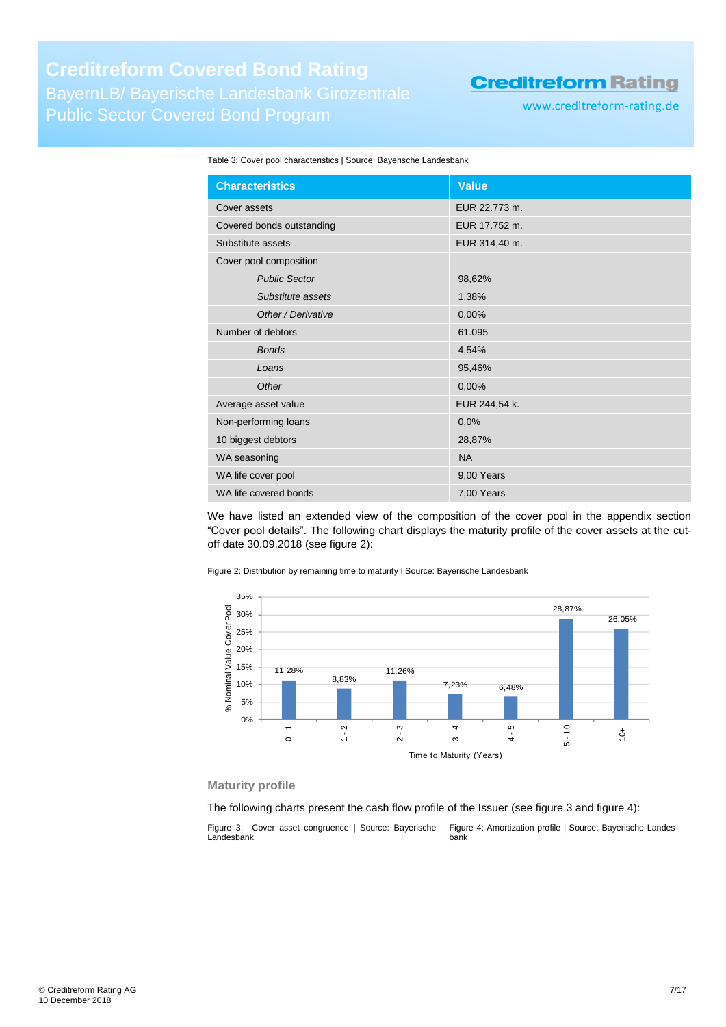Table 3: Cover pool characteristics | Source: Bayerische Landesbank

| Characteristics | Value |
|---|---|
| Cover assets | EUR 22.773 m. |
| Covered bonds outstanding | EUR 17.752 m. |
| Substitute assets | EUR 314,40 m. |
| Cover pool composition | |
| *Public Sector* | 98,62% |
| *Substitute assets* | 1,38% |
| *Other / Derivative* | 0,00% |
| Number of debtors | 61.095 |
| *Bonds* | 4,54% |
| *Loans* | 95,46% |
| *Other* | 0,00% |
| Average asset value | EUR 244,54 k. |
| Non-performing loans | 0,0% |
| 10 biggest debtors | 28,87% |
| WA seasoning | NA |
| WA life cover pool | 9,00 Years |
| WA life covered bonds | 7,00 Years |

We have listed an extended view of the composition of the cover pool in the appendix section "Cover pool details". The following chart displays the maturity profile of the cover assets at the cut-off date 30.09.2018 (see figure 2):

Figure 2: Distribution by remaining time to maturity I Source: Bayerische Landesbank

| Time to Maturity (Years) | % Nominal Value Cover Pool |
|---|---|
| 0 - 1 | 11,28% |
| 1 - 2 | 8,83% |
| 2 - 3 | 11,26% |
| 3 - 4 | 7,23% |
| 4 - 5 | 6,48% |
| 5 - 10 | 28,87% |
| 10+ | 26,05% |

### Maturity profile

The following charts present the cash flow profile of the Issuer (see figure 3 and figure 4):

Figure 3: Cover asset congruence | Source: Bayerische Landesbank

Figure 4: Amortization profile | Source: Bayerische Landesbank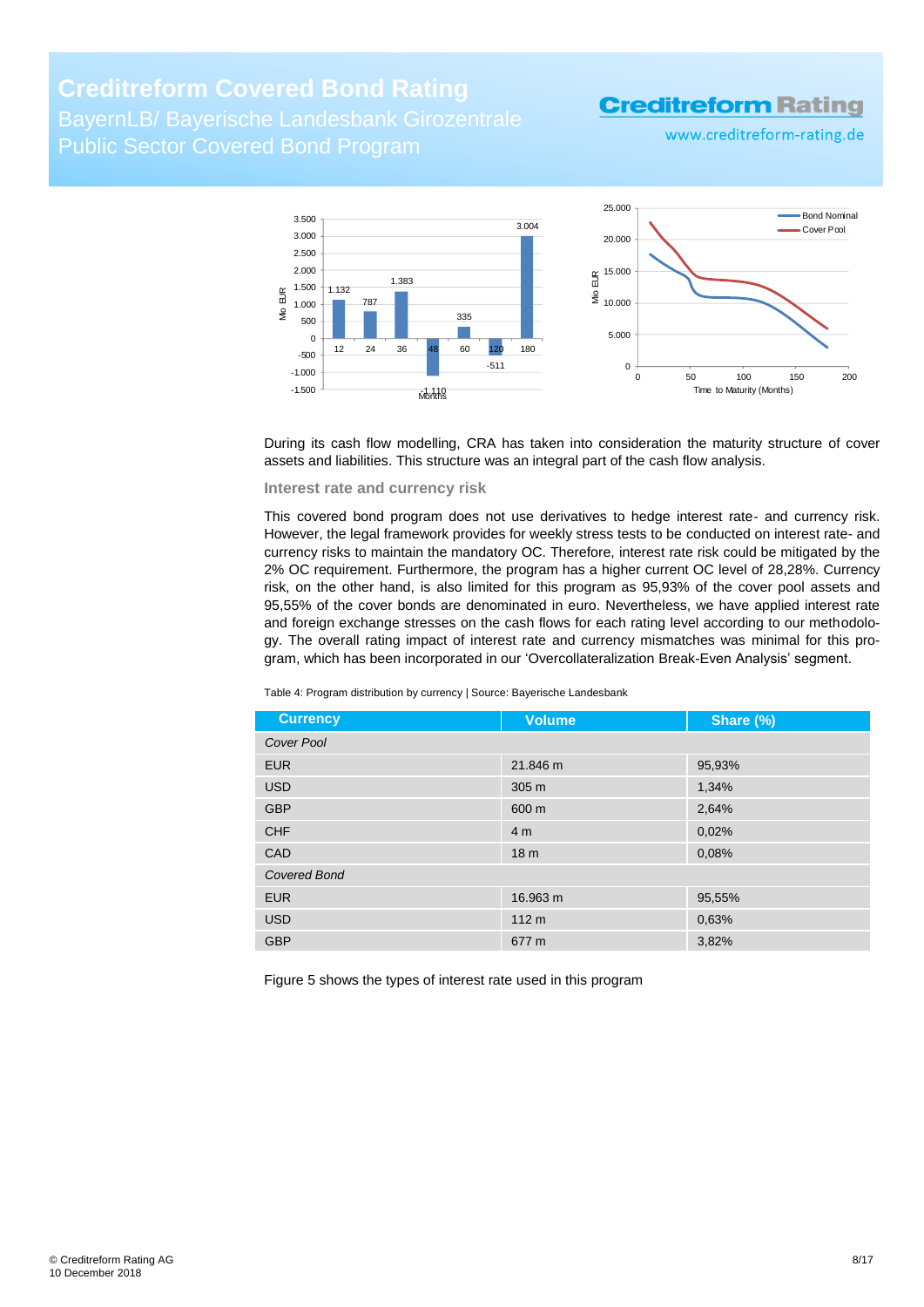During its cash flow modelling, CRA has taken into consideration the maturity structure of cover assets and liabilities. This structure was an integral part of the cash flow analysis.

### Interest rate and currency risk

This covered bond program does not use derivatives to hedge interest rate- and currency risk. However, the legal framework provides for weekly stress tests to be conducted on interest rate- and currency risks to maintain the mandatory OC. Therefore, interest rate risk could be mitigated by the 2% OC requirement. Furthermore, the program has a higher current OC level of 28,28%. Currency risk, on the other hand, is also limited for this program as 95,93% of the cover pool assets and 95,55% of the cover bonds are denominated in euro. Nevertheless, we have applied interest rate and foreign exchange stresses on the cash flows for each rating level according to our methodology. The overall rating impact of interest rate and currency mismatches was minimal for this program, which has been incorporated in our 'Overcollateralization Break-Even Analysis' segment.

Table 4: Program distribution by currency | Source: Bayerische Landesbank

| Currency | Volume | Share (%) |
|---|---|---|
| *Cover Pool* | | |
| EUR | 21.846 m | 95,93% |
| USD | 305 m | 1,34% |
| GBP | 600 m | 2,64% |
| CHF | 4 m | 0,02% |
| CAD | 18 m | 0,08% |
| *Covered Bond* | | |
| EUR | 16.963 m | 95,55% |
| USD | 112 m | 0,63% |
| GBP | 677 m | 3,82% |

Figure 5 shows the types of interest rate used in this program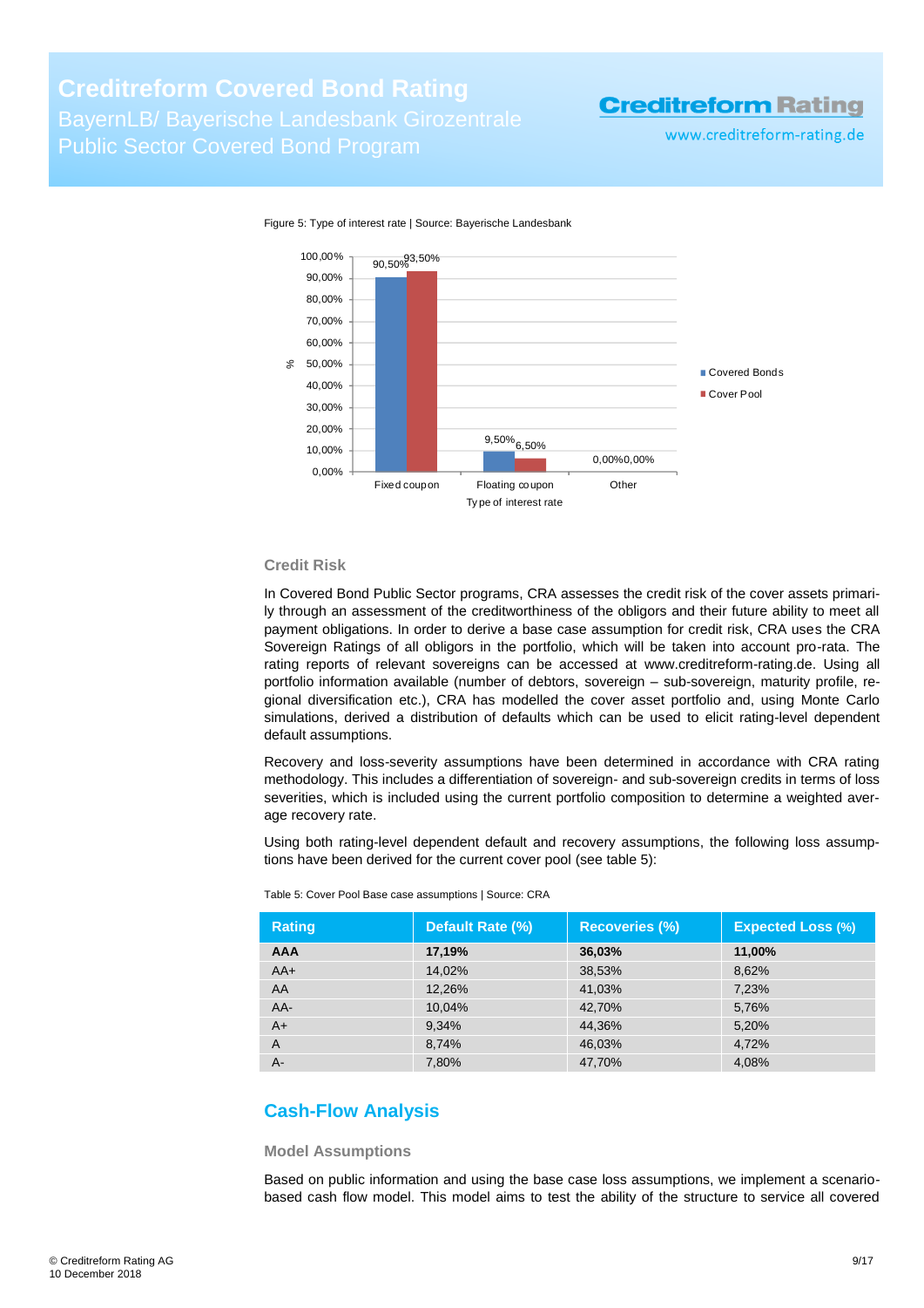Figure 5: Type of interest rate | Source: Bayerische Landesbank

| Type of interest rate | Covered Bonds | Cover Pool |
|---|---|---|
| Fixed coupon | 90,50% | 93,50% |
| Floating coupon | 9,50% | 6,50% |
| Other | 0,00% | 0,00% |

### Credit Risk

In Covered Bond Public Sector programs, CRA assesses the credit risk of the cover assets primarily through an assessment of the creditworthiness of the obligors and their future ability to meet all payment obligations. In order to derive a base case assumption for credit risk, CRA uses the CRA Sovereign Ratings of all obligors in the portfolio, which will be taken into account pro-rata. The rating reports of relevant sovereigns can be accessed at www.creditreform-rating.de. Using all portfolio information available (number of debtors, sovereign – sub-sovereign, maturity profile, regional diversification etc.), CRA has modelled the cover asset portfolio and, using Monte Carlo simulations, derived a distribution of defaults which can be used to elicit rating-level dependent default assumptions.

Recovery and loss-severity assumptions have been determined in accordance with CRA rating methodology. This includes a differentiation of sovereign- and sub-sovereign credits in terms of loss severities, which is included using the current portfolio composition to determine a weighted average recovery rate.

Using both rating-level dependent default and recovery assumptions, the following loss assumptions have been derived for the current cover pool (see table 5):

Table 5: Cover Pool Base case assumptions | Source: CRA

| Rating | Default Rate (%) | Recoveries (%) | Expected Loss (%) |
|---|---|---|---|
| **AAA** | **17,19%** | **36,03%** | **11,00%** |
| AA+ | 14,02% | 38,53% | 8,62% |
| AA | 12,26% | 41,03% | 7,23% |
| AA- | 10,04% | 42,70% | 5,76% |
| A+ | 9,34% | 44,36% | 5,20% |
| A | 8,74% | 46,03% | 4,72% |
| A- | 7,80% | 47,70% | 4,08% |

## Cash-Flow Analysis

### Model Assumptions

Based on public information and using the base case loss assumptions, we implement a scenario-based cash flow model. This model aims to test the ability of the structure to service all covered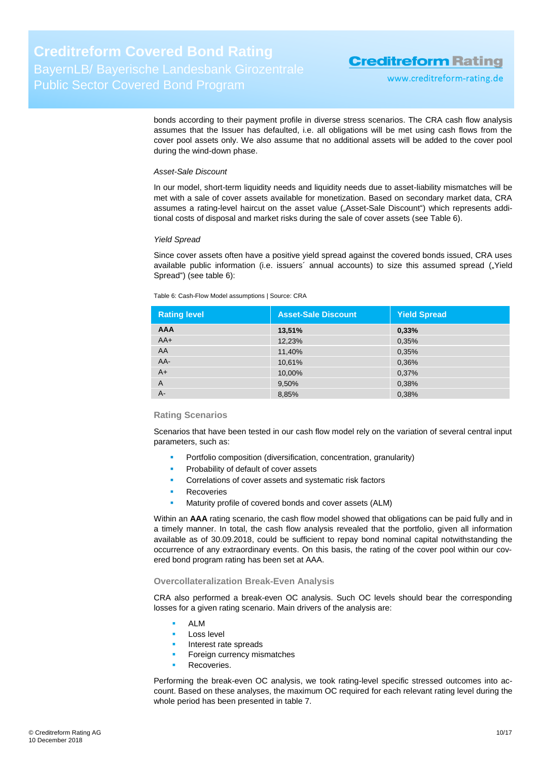bonds according to their payment profile in diverse stress scenarios. The CRA cash flow analysis assumes that the Issuer has defaulted, i.e. all obligations will be met using cash flows from the cover pool assets only. We also assume that no additional assets will be added to the cover pool during the wind-down phase.

*Asset-Sale Discount*

In our model, short-term liquidity needs and liquidity needs due to asset-liability mismatches will be met with a sale of cover assets available for monetization. Based on secondary market data, CRA assumes a rating-level haircut on the asset value („Asset-Sale Discount“) which represents additional costs of disposal and market risks during the sale of cover assets (see Table 6).

*Yield Spread*

Since cover assets often have a positive yield spread against the covered bonds issued, CRA uses available public information (i.e. issuers´ annual accounts) to size this assumed spread („Yield Spread“) (see table 6):

Table 6: Cash-Flow Model assumptions | Source: CRA

| Rating level | Asset-Sale Discount | Yield Spread |
|---|---|---|
| **AAA** | **13,51%** | **0,33%** |
| AA+ | 12,23% | 0,35% |
| AA | 11,40% | 0,35% |
| AA- | 10,61% | 0,36% |
| A+ | 10,00% | 0,37% |
| A | 9,50% | 0,38% |
| A- | 8,85% | 0,38% |

### Rating Scenarios

Scenarios that have been tested in our cash flow model rely on the variation of several central input parameters, such as:

- Portfolio composition (diversification, concentration, granularity)
- Probability of default of cover assets
- Correlations of cover assets and systematic risk factors
- Recoveries
- Maturity profile of covered bonds and cover assets (ALM)

Within an **AAA** rating scenario, the cash flow model showed that obligations can be paid fully and in a timely manner. In total, the cash flow analysis revealed that the portfolio, given all information available as of 30.09.2018, could be sufficient to repay bond nominal capital notwithstanding the occurrence of any extraordinary events. On this basis, the rating of the cover pool within our covered bond program rating has been set at AAA.

### Overcollateralization Break-Even Analysis

CRA also performed a break-even OC analysis. Such OC levels should bear the corresponding losses for a given rating scenario. Main drivers of the analysis are:

- ALM
- Loss level
- Interest rate spreads
- Foreign currency mismatches
- Recoveries.

Performing the break-even OC analysis, we took rating-level specific stressed outcomes into account. Based on these analyses, the maximum OC required for each relevant rating level during the whole period has been presented in table 7.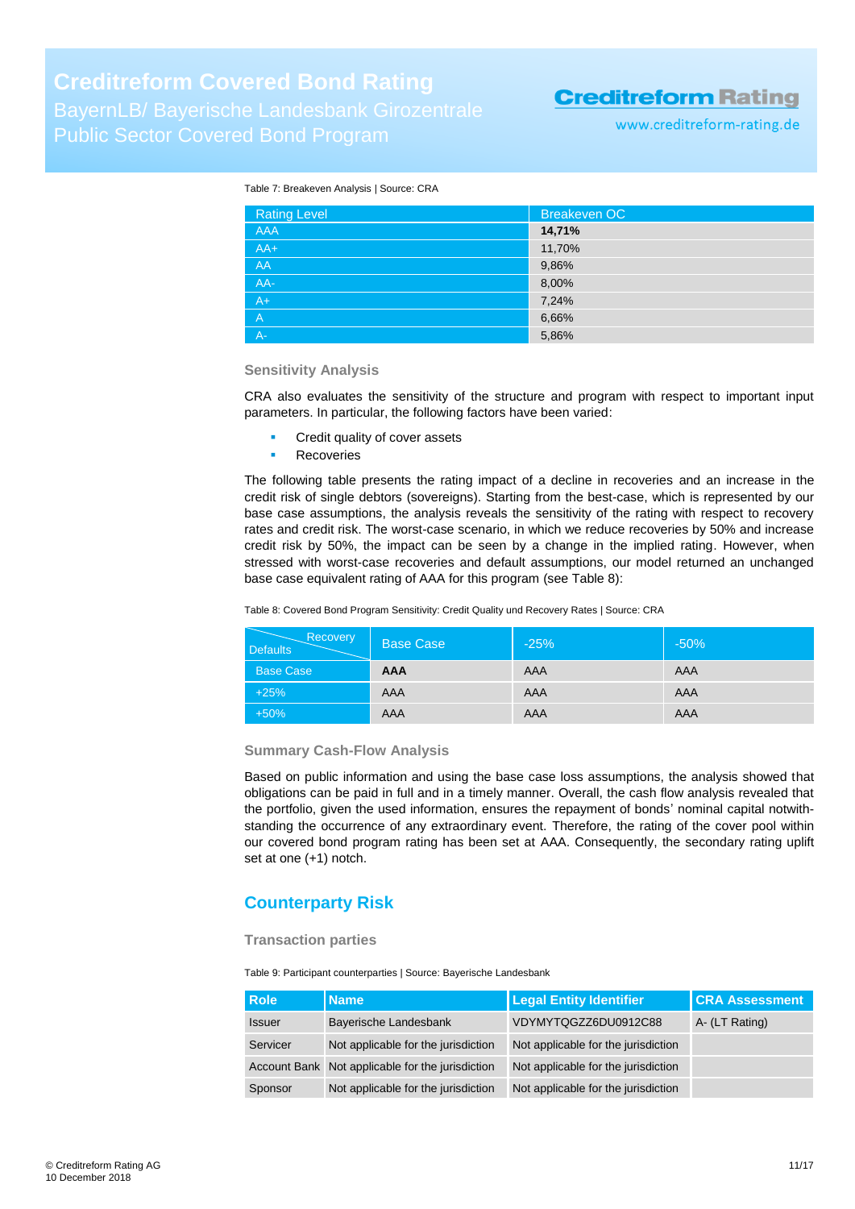Table 7: Breakeven Analysis | Source: CRA

| Rating Level | Breakeven OC |
|---|---|
| AAA | **14,71%** |
| AA+ | 11,70% |
| AA | 9,86% |
| AA- | 8,00% |
| A+ | 7,24% |
| A | 6,66% |
| A- | 5,86% |

### Sensitivity Analysis

CRA also evaluates the sensitivity of the structure and program with respect to important input parameters. In particular, the following factors have been varied:

- Credit quality of cover assets
- Recoveries

The following table presents the rating impact of a decline in recoveries and an increase in the credit risk of single debtors (sovereigns). Starting from the best-case, which is represented by our base case assumptions, the analysis reveals the sensitivity of the rating with respect to recovery rates and credit risk. The worst-case scenario, in which we reduce recoveries by 50% and increase credit risk by 50%, the impact can be seen by a change in the implied rating. However, when stressed with worst-case recoveries and default assumptions, our model returned an unchanged base case equivalent rating of AAA for this program (see Table 8):

Table 8: Covered Bond Program Sensitivity: Credit Quality und Recovery Rates | Source: CRA

| Defaults \ Recovery | Base Case | -25% | -50% |
|---|---|---|---|
| Base Case | **AAA** | AAA | AAA |
| +25% | AAA | AAA | AAA |
| +50% | AAA | AAA | AAA |

### Summary Cash-Flow Analysis

Based on public information and using the base case loss assumptions, the analysis showed that obligations can be paid in full and in a timely manner. Overall, the cash flow analysis revealed that the portfolio, given the used information, ensures the repayment of bonds' nominal capital notwithstanding the occurrence of any extraordinary event. Therefore, the rating of the cover pool within our covered bond program rating has been set at AAA. Consequently, the secondary rating uplift set at one (+1) notch.

## Counterparty Risk

### Transaction parties

Table 9: Participant counterparties | Source: Bayerische Landesbank

| Role | Name | Legal Entity Identifier | CRA Assessment |
|---|---|---|---|
| Issuer | Bayerische Landesbank | VDYMYTQGZZ6DU0912C88 | A- (LT Rating) |
| Servicer | Not applicable for the jurisdiction | Not applicable for the jurisdiction | |
| Account Bank | Not applicable for the jurisdiction | Not applicable for the jurisdiction | |
| Sponsor | Not applicable for the jurisdiction | Not applicable for the jurisdiction | |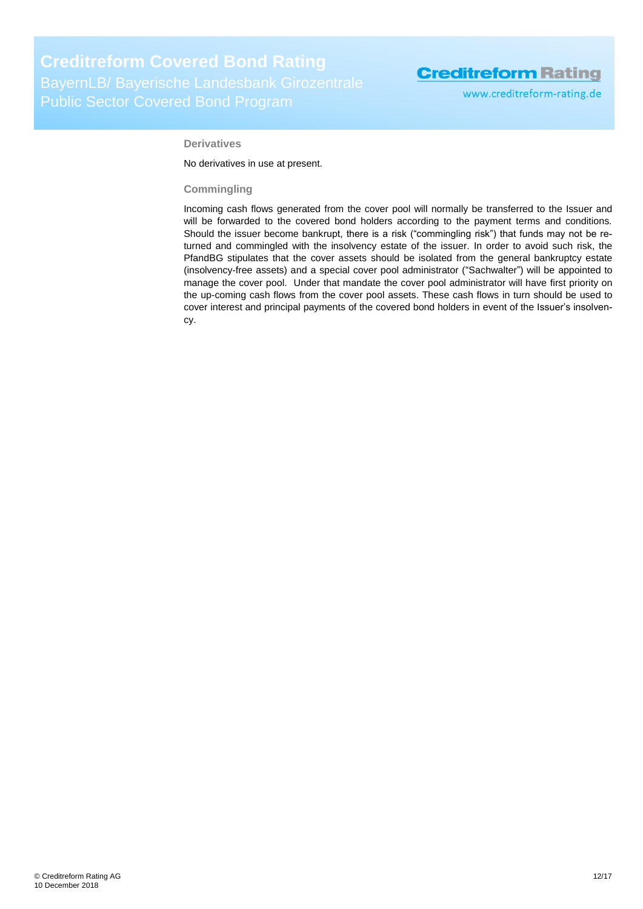### Derivatives

No derivatives in use at present.

### Commingling

Incoming cash flows generated from the cover pool will normally be transferred to the Issuer and will be forwarded to the covered bond holders according to the payment terms and conditions. Should the issuer become bankrupt, there is a risk ("commingling risk") that funds may not be returned and commingled with the insolvency estate of the issuer. In order to avoid such risk, the PfandBG stipulates that the cover assets should be isolated from the general bankruptcy estate (insolvency-free assets) and a special cover pool administrator ("Sachwalter") will be appointed to manage the cover pool. Under that mandate the cover pool administrator will have first priority on the up-coming cash flows from the cover pool assets. These cash flows in turn should be used to cover interest and principal payments of the covered bond holders in event of the Issuer's insolvency.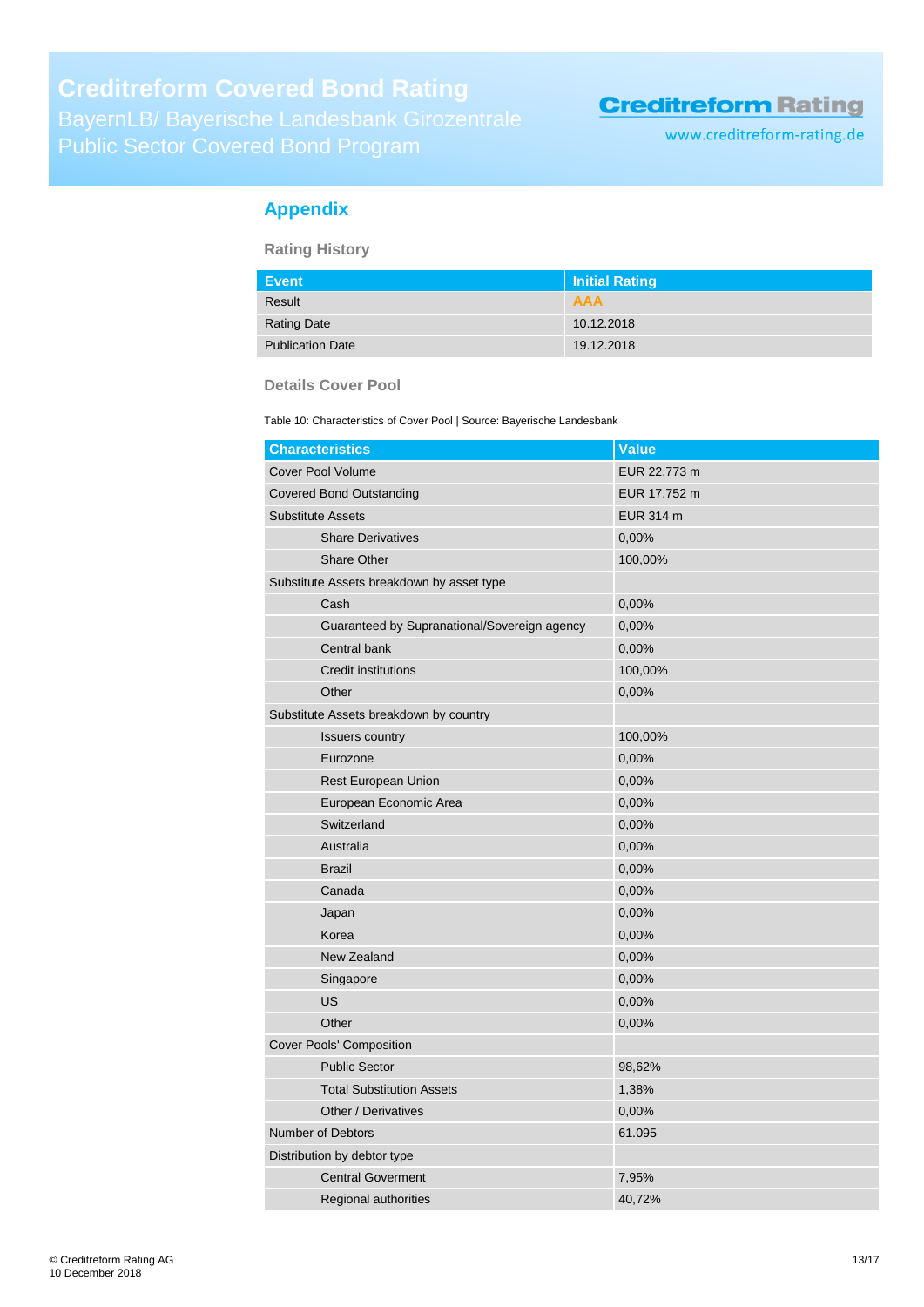## Appendix

### Rating History

| Event | Initial Rating |
| --- | --- |
| Result | AAA |
| Rating Date | 10.12.2018 |
| Publication Date | 19.12.2018 |

### Details Cover Pool

Table 10: Characteristics of Cover Pool | Source: Bayerische Landesbank

| Characteristics | Value |
| --- | --- |
| Cover Pool Volume | EUR 22.773 m |
| Covered Bond Outstanding | EUR 17.752 m |
| Substitute Assets | EUR 314 m |
| Share Derivatives | 0,00% |
| Share Other | 100,00% |
| Substitute Assets breakdown by asset type | |
| Cash | 0,00% |
| Guaranteed by Supranational/Sovereign agency | 0,00% |
| Central bank | 0,00% |
| Credit institutions | 100,00% |
| Other | 0,00% |
| Substitute Assets breakdown by country | |
| Issuers country | 100,00% |
| Eurozone | 0,00% |
| Rest European Union | 0,00% |
| European Economic Area | 0,00% |
| Switzerland | 0,00% |
| Australia | 0,00% |
| Brazil | 0,00% |
| Canada | 0,00% |
| Japan | 0,00% |
| Korea | 0,00% |
| New Zealand | 0,00% |
| Singapore | 0,00% |
| US | 0,00% |
| Other | 0,00% |
| Cover Pools' Composition | |
| Public Sector | 98,62% |
| Total Substitution Assets | 1,38% |
| Other / Derivatives | 0,00% |
| Number of Debtors | 61.095 |
| Distribution by debtor type | |
| Central Goverment | 7,95% |
| Regional authorities | 40,72% |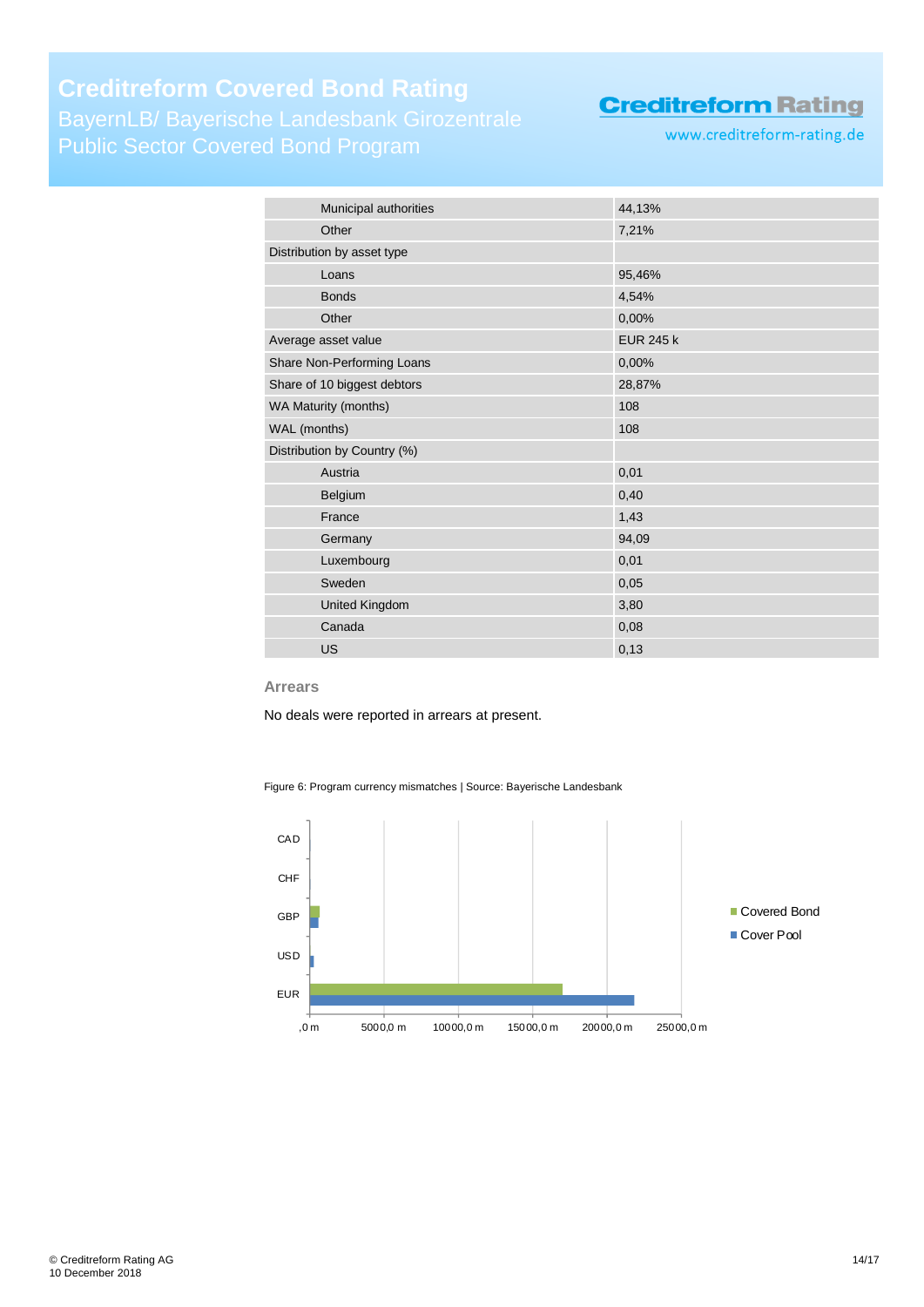| | |
|---|---|
| Municipal authorities | 44,13% |
| Other | 7,21% |
| Distribution by asset type | |
| Loans | 95,46% |
| Bonds | 4,54% |
| Other | 0,00% |
| Average asset value | EUR 245 k |
| Share Non-Performing Loans | 0,00% |
| Share of 10 biggest debtors | 28,87% |
| WA Maturity (months) | 108 |
| WAL (months) | 108 |
| Distribution by Country (%) | |
| Austria | 0,01 |
| Belgium | 0,40 |
| France | 1,43 |
| Germany | 94,09 |
| Luxembourg | 0,01 |
| Sweden | 0,05 |
| United Kingdom | 3,80 |
| Canada | 0,08 |
| US | 0,13 |

### Arrears

No deals were reported in arrears at present.

Figure 6: Program currency mismatches | Source: Bayerische Landesbank

CAD
CHF
GBP
USD
EUR

,0 m | 5000,0 m | 10000,0 m | 15000,0 m | 20000,0 m | 25000,0 m

Covered Bond
Cover Pool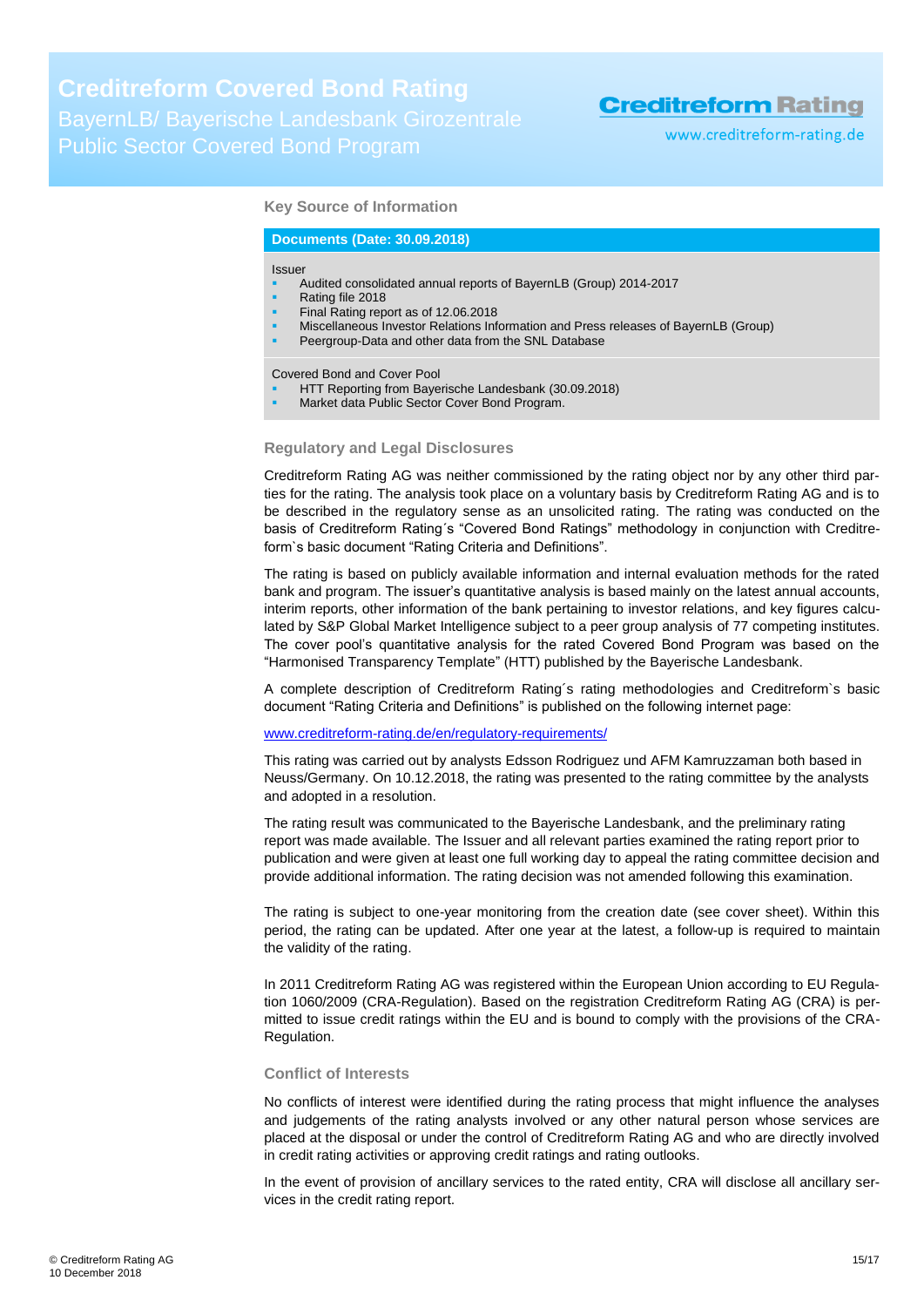## Key Source of Information

**Documents (Date: 30.09.2018)**

Issuer
- Audited consolidated annual reports of BayernLB (Group) 2014-2017
- Rating file 2018
- Final Rating report as of 12.06.2018
- Miscellaneous Investor Relations Information and Press releases of BayernLB (Group)
- Peergroup-Data and other data from the SNL Database

Covered Bond and Cover Pool
- HTT Reporting from Bayerische Landesbank (30.09.2018)
- Market data Public Sector Cover Bond Program.

## Regulatory and Legal Disclosures

Creditreform Rating AG was neither commissioned by the rating object nor by any other third parties for the rating. The analysis took place on a voluntary basis by Creditreform Rating AG and is to be described in the regulatory sense as an unsolicited rating. The rating was conducted on the basis of Creditreform Rating´s "Covered Bond Ratings" methodology in conjunction with Creditreform`s basic document "Rating Criteria and Definitions".

The rating is based on publicly available information and internal evaluation methods for the rated bank and program. The issuer's quantitative analysis is based mainly on the latest annual accounts, interim reports, other information of the bank pertaining to investor relations, and key figures calculated by S&P Global Market Intelligence subject to a peer group analysis of 77 competing institutes. The cover pool's quantitative analysis for the rated Covered Bond Program was based on the "Harmonised Transparency Template" (HTT) published by the Bayerische Landesbank.

A complete description of Creditreform Rating´s rating methodologies and Creditreform`s basic document "Rating Criteria and Definitions" is published on the following internet page:

www.creditreform-rating.de/en/regulatory-requirements/

This rating was carried out by analysts Edsson Rodriguez und AFM Kamruzzaman both based in Neuss/Germany. On 10.12.2018, the rating was presented to the rating committee by the analysts and adopted in a resolution.

The rating result was communicated to the Bayerische Landesbank, and the preliminary rating report was made available. The Issuer and all relevant parties examined the rating report prior to publication and were given at least one full working day to appeal the rating committee decision and provide additional information. The rating decision was not amended following this examination.

The rating is subject to one-year monitoring from the creation date (see cover sheet). Within this period, the rating can be updated. After one year at the latest, a follow-up is required to maintain the validity of the rating.

In 2011 Creditreform Rating AG was registered within the European Union according to EU Regulation 1060/2009 (CRA-Regulation). Based on the registration Creditreform Rating AG (CRA) is permitted to issue credit ratings within the EU and is bound to comply with the provisions of the CRA-Regulation.

## Conflict of Interests

No conflicts of interest were identified during the rating process that might influence the analyses and judgements of the rating analysts involved or any other natural person whose services are placed at the disposal or under the control of Creditreform Rating AG and who are directly involved in credit rating activities or approving credit ratings and rating outlooks.

In the event of provision of ancillary services to the rated entity, CRA will disclose all ancillary services in the credit rating report.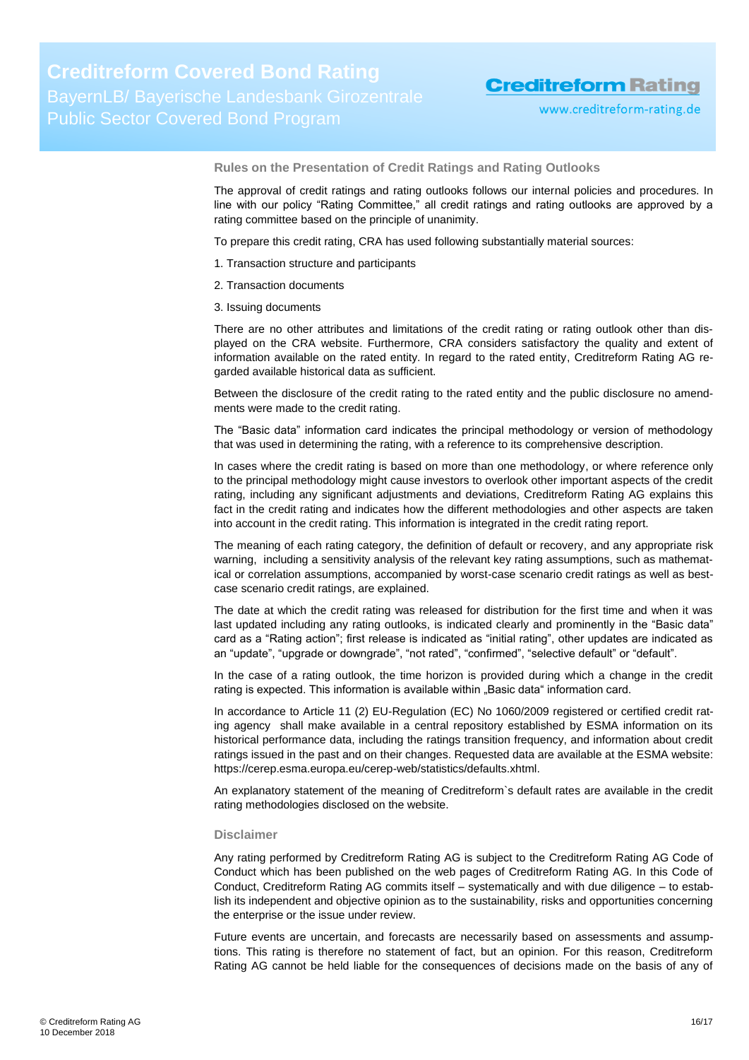### Rules on the Presentation of Credit Ratings and Rating Outlooks

The approval of credit ratings and rating outlooks follows our internal policies and procedures. In line with our policy "Rating Committee," all credit ratings and rating outlooks are approved by a rating committee based on the principle of unanimity.

To prepare this credit rating, CRA has used following substantially material sources:

1. Transaction structure and participants
2. Transaction documents
3. Issuing documents

There are no other attributes and limitations of the credit rating or rating outlook other than displayed on the CRA website. Furthermore, CRA considers satisfactory the quality and extent of information available on the rated entity. In regard to the rated entity, Creditreform Rating AG regarded available historical data as sufficient.

Between the disclosure of the credit rating to the rated entity and the public disclosure no amendments were made to the credit rating.

The "Basic data" information card indicates the principal methodology or version of methodology that was used in determining the rating, with a reference to its comprehensive description.

In cases where the credit rating is based on more than one methodology, or where reference only to the principal methodology might cause investors to overlook other important aspects of the credit rating, including any significant adjustments and deviations, Creditreform Rating AG explains this fact in the credit rating and indicates how the different methodologies and other aspects are taken into account in the credit rating. This information is integrated in the credit rating report.

The meaning of each rating category, the definition of default or recovery, and any appropriate risk warning, including a sensitivity analysis of the relevant key rating assumptions, such as mathematical or correlation assumptions, accompanied by worst-case scenario credit ratings as well as best-case scenario credit ratings, are explained.

The date at which the credit rating was released for distribution for the first time and when it was last updated including any rating outlooks, is indicated clearly and prominently in the "Basic data" card as a "Rating action"; first release is indicated as "initial rating", other updates are indicated as an "update", "upgrade or downgrade", "not rated", "confirmed", "selective default" or "default".

In the case of a rating outlook, the time horizon is provided during which a change in the credit rating is expected. This information is available within „Basic data" information card.

In accordance to Article 11 (2) EU-Regulation (EC) No 1060/2009 registered or certified credit rating agency shall make available in a central repository established by ESMA information on its historical performance data, including the ratings transition frequency, and information about credit ratings issued in the past and on their changes. Requested data are available at the ESMA website: https://cerep.esma.europa.eu/cerep-web/statistics/defaults.xhtml.

An explanatory statement of the meaning of Creditreform`s default rates are available in the credit rating methodologies disclosed on the website.

### Disclaimer

Any rating performed by Creditreform Rating AG is subject to the Creditreform Rating AG Code of Conduct which has been published on the web pages of Creditreform Rating AG. In this Code of Conduct, Creditreform Rating AG commits itself – systematically and with due diligence – to establish its independent and objective opinion as to the sustainability, risks and opportunities concerning the enterprise or the issue under review.

Future events are uncertain, and forecasts are necessarily based on assessments and assumptions. This rating is therefore no statement of fact, but an opinion. For this reason, Creditreform Rating AG cannot be held liable for the consequences of decisions made on the basis of any of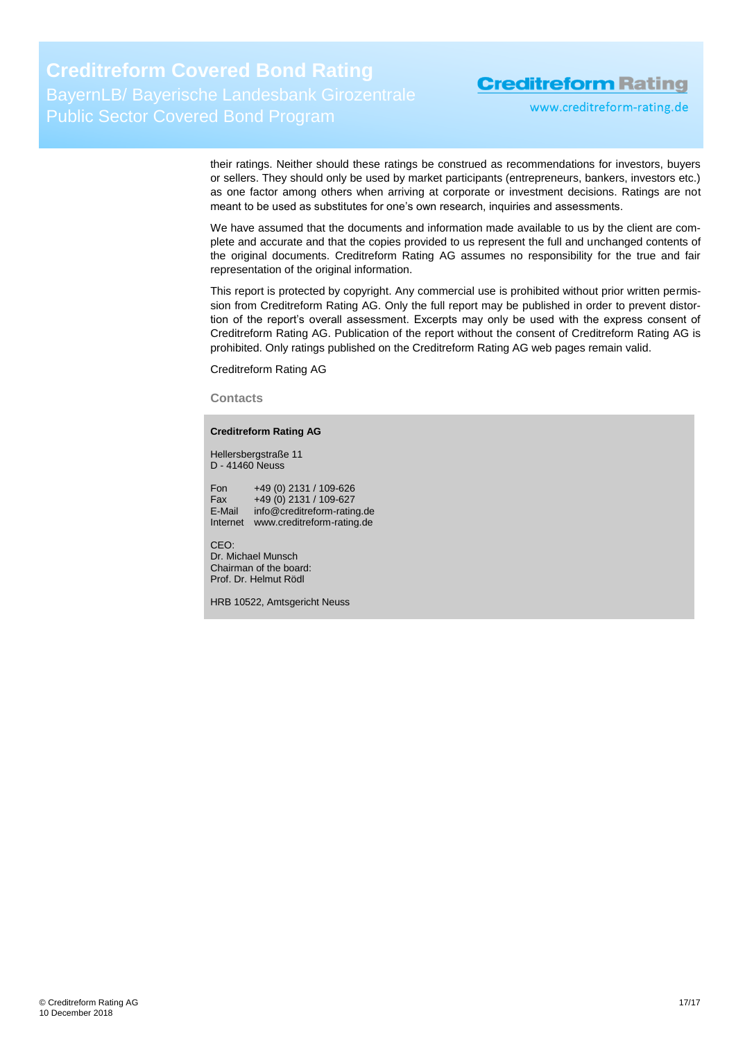their ratings. Neither should these ratings be construed as recommendations for investors, buyers or sellers. They should only be used by market participants (entrepreneurs, bankers, investors etc.) as one factor among others when arriving at corporate or investment decisions. Ratings are not meant to be used as substitutes for one's own research, inquiries and assessments.

We have assumed that the documents and information made available to us by the client are complete and accurate and that the copies provided to us represent the full and unchanged contents of the original documents. Creditreform Rating AG assumes no responsibility for the true and fair representation of the original information.

This report is protected by copyright. Any commercial use is prohibited without prior written permission from Creditreform Rating AG. Only the full report may be published in order to prevent distortion of the report's overall assessment. Excerpts may only be used with the express consent of Creditreform Rating AG. Publication of the report without the consent of Creditreform Rating AG is prohibited. Only ratings published on the Creditreform Rating AG web pages remain valid.

Creditreform Rating AG

## Contacts

**Creditreform Rating AG**

Hellersbergstraße 11
D - 41460 Neuss

Fon +49 (0) 2131 / 109-626
Fax +49 (0) 2131 / 109-627
E-Mail info@creditreform-rating.de
Internet www.creditreform-rating.de

CEO:
Dr. Michael Munsch
Chairman of the board:
Prof. Dr. Helmut Rödl

HRB 10522, Amtsgericht Neuss